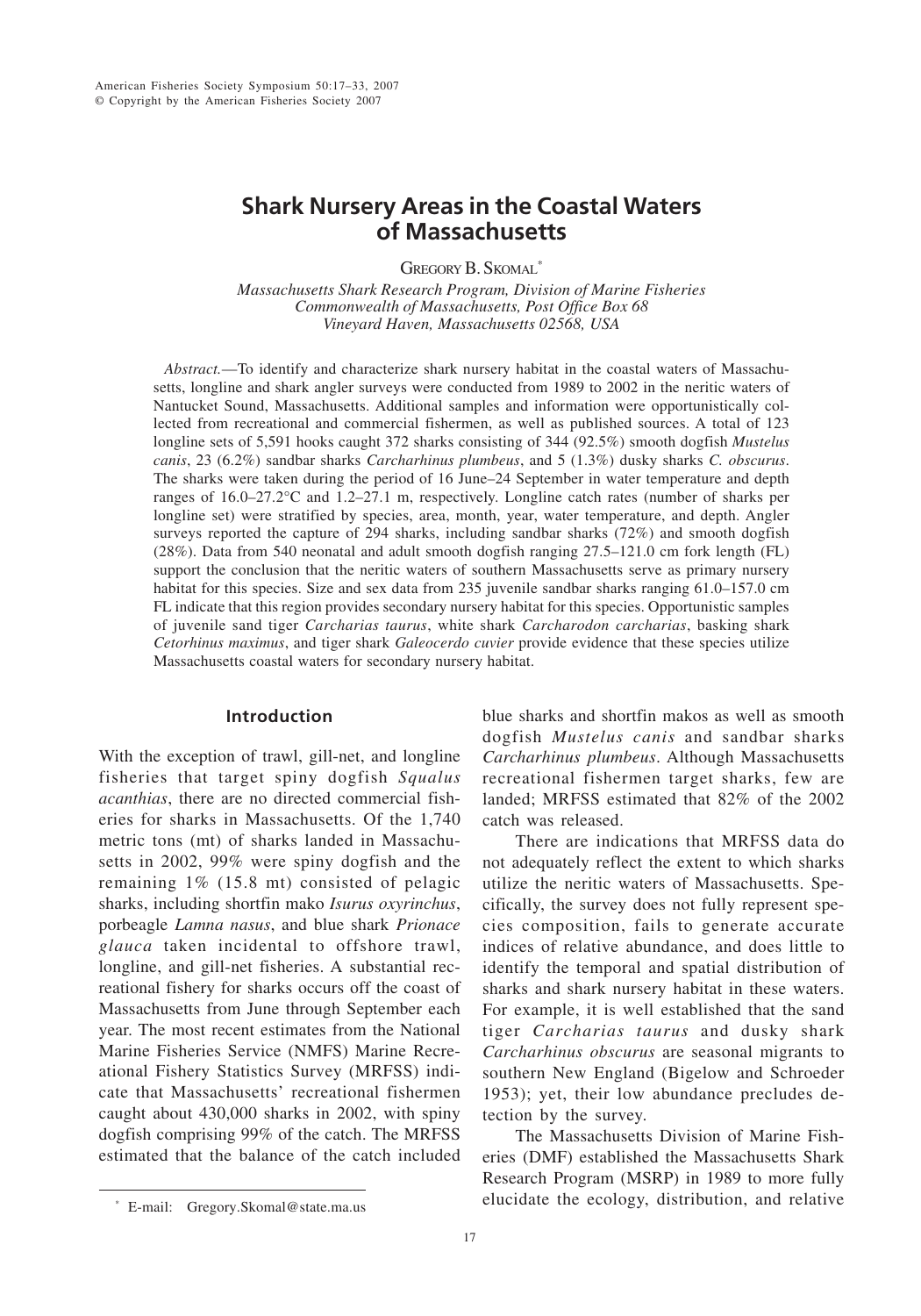# Shark Nursery Areas in the Coastal Waters of Massachusetts

GREGORY B. SKOMAL*

*Massachusetts Shark Research Program, Division of Marine Fisheries*
*Commonwealth of Massachusetts, Post Office Box 68*
*Vineyard Haven, Massachusetts 02568, USA*

*Abstract.*—To identify and characterize shark nursery habitat in the coastal waters of Massachusetts, longline and shark angler surveys were conducted from 1989 to 2002 in the neritic waters of Nantucket Sound, Massachusetts. Additional samples and information were opportunistically collected from recreational and commercial fishermen, as well as published sources. A total of 123 longline sets of 5,591 hooks caught 372 sharks consisting of 344 (92.5%) smooth dogfish *Mustelus canis*, 23 (6.2%) sandbar sharks *Carcharhinus plumbeus*, and 5 (1.3%) dusky sharks *C. obscurus*. The sharks were taken during the period of 16 June–24 September in water temperature and depth ranges of 16.0–27.2°C and 1.2–27.1 m, respectively. Longline catch rates (number of sharks per longline set) were stratified by species, area, month, year, water temperature, and depth. Angler surveys reported the capture of 294 sharks, including sandbar sharks (72%) and smooth dogfish (28%). Data from 540 neonatal and adult smooth dogfish ranging 27.5–121.0 cm fork length (FL) support the conclusion that the neritic waters of southern Massachusetts serve as primary nursery habitat for this species. Size and sex data from 235 juvenile sandbar sharks ranging 61.0–157.0 cm FL indicate that this region provides secondary nursery habitat for this species. Opportunistic samples of juvenile sand tiger *Carcharias taurus*, white shark *Carcharodon carcharias*, basking shark *Cetorhinus maximus*, and tiger shark *Galeocerdo cuvier* provide evidence that these species utilize Massachusetts coastal waters for secondary nursery habitat.

## Introduction

With the exception of trawl, gill-net, and longline fisheries that target spiny dogfish *Squalus acanthias*, there are no directed commercial fisheries for sharks in Massachusetts. Of the 1,740 metric tons (mt) of sharks landed in Massachusetts in 2002, 99% were spiny dogfish and the remaining 1% (15.8 mt) consisted of pelagic sharks, including shortfin mako *Isurus oxyrinchus*, porbeagle *Lamna nasus*, and blue shark *Prionace glauca* taken incidental to offshore trawl, longline, and gill-net fisheries. A substantial recreational fishery for sharks occurs off the coast of Massachusetts from June through September each year. The most recent estimates from the National Marine Fisheries Service (NMFS) Marine Recreational Fishery Statistics Survey (MRFSS) indicate that Massachusetts' recreational fishermen caught about 430,000 sharks in 2002, with spiny dogfish comprising 99% of the catch. The MRFSS estimated that the balance of the catch included blue sharks and shortfin makos as well as smooth dogfish *Mustelus canis* and sandbar sharks *Carcharhinus plumbeus*. Although Massachusetts recreational fishermen target sharks, few are landed; MRFSS estimated that 82% of the 2002 catch was released.

There are indications that MRFSS data do not adequately reflect the extent to which sharks utilize the neritic waters of Massachusetts. Specifically, the survey does not fully represent species composition, fails to generate accurate indices of relative abundance, and does little to identify the temporal and spatial distribution of sharks and shark nursery habitat in these waters. For example, it is well established that the sand tiger *Carcharias taurus* and dusky shark *Carcharhinus obscurus* are seasonal migrants to southern New England (Bigelow and Schroeder 1953); yet, their low abundance precludes detection by the survey.

The Massachusetts Division of Marine Fisheries (DMF) established the Massachusetts Shark Research Program (MSRP) in 1989 to more fully elucidate the ecology, distribution, and relative

* E-mail: Gregory.Skomal@state.ma.us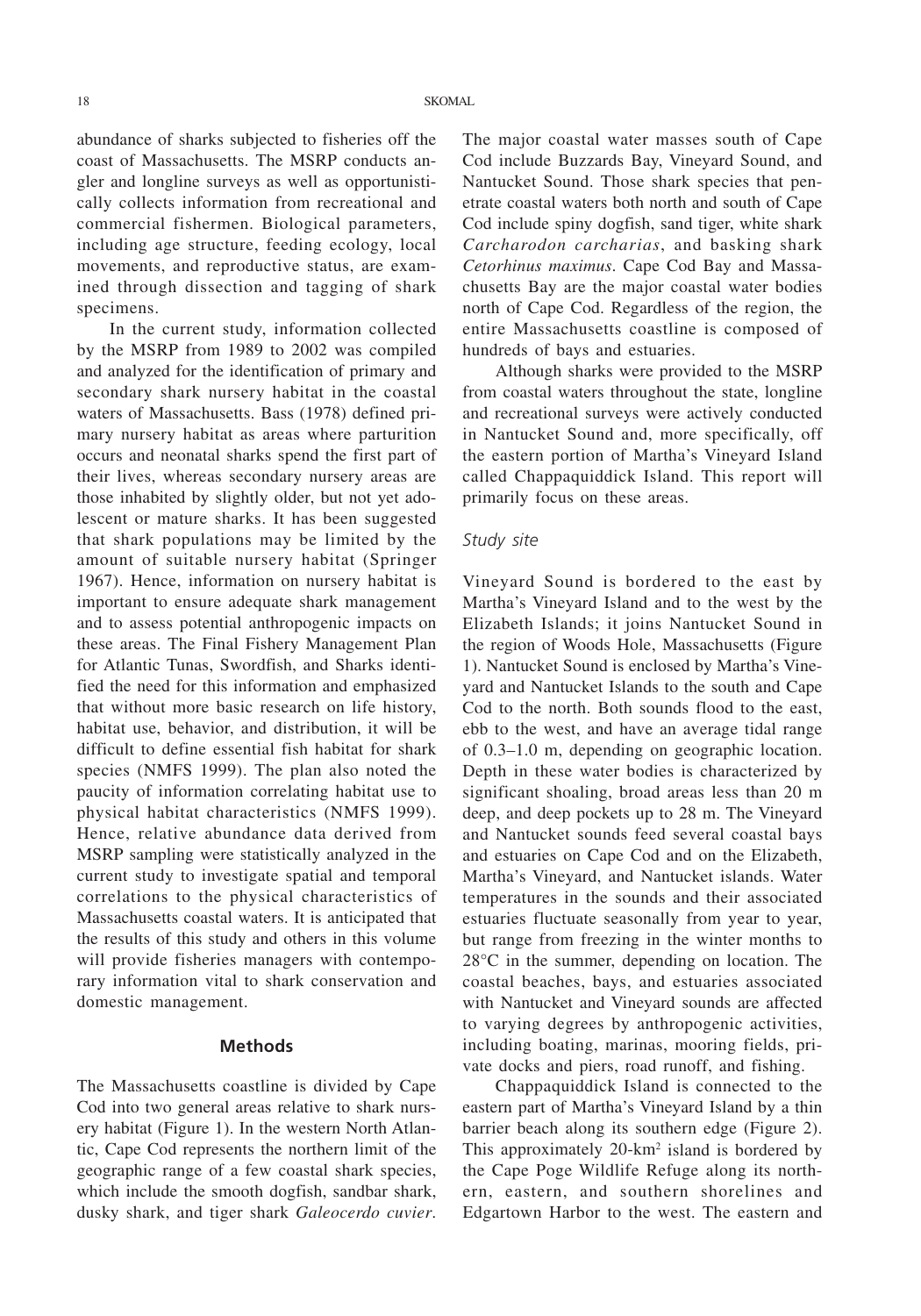abundance of sharks subjected to fisheries off the coast of Massachusetts. The MSRP conducts angler and longline surveys as well as opportunistically collects information from recreational and commercial fishermen. Biological parameters, including age structure, feeding ecology, local movements, and reproductive status, are examined through dissection and tagging of shark specimens.

In the current study, information collected by the MSRP from 1989 to 2002 was compiled and analyzed for the identification of primary and secondary shark nursery habitat in the coastal waters of Massachusetts. Bass (1978) defined primary nursery habitat as areas where parturition occurs and neonatal sharks spend the first part of their lives, whereas secondary nursery areas are those inhabited by slightly older, but not yet adolescent or mature sharks. It has been suggested that shark populations may be limited by the amount of suitable nursery habitat (Springer 1967). Hence, information on nursery habitat is important to ensure adequate shark management and to assess potential anthropogenic impacts on these areas. The Final Fishery Management Plan for Atlantic Tunas, Swordfish, and Sharks identified the need for this information and emphasized that without more basic research on life history, habitat use, behavior, and distribution, it will be difficult to define essential fish habitat for shark species (NMFS 1999). The plan also noted the paucity of information correlating habitat use to physical habitat characteristics (NMFS 1999). Hence, relative abundance data derived from MSRP sampling were statistically analyzed in the current study to investigate spatial and temporal correlations to the physical characteristics of Massachusetts coastal waters. It is anticipated that the results of this study and others in this volume will provide fisheries managers with contemporary information vital to shark conservation and domestic management.

## Methods

The Massachusetts coastline is divided by Cape Cod into two general areas relative to shark nursery habitat (Figure 1). In the western North Atlantic, Cape Cod represents the northern limit of the geographic range of a few coastal shark species, which include the smooth dogfish, sandbar shark, dusky shark, and tiger shark *Galeocerdo cuvier*. The major coastal water masses south of Cape Cod include Buzzards Bay, Vineyard Sound, and Nantucket Sound. Those shark species that penetrate coastal waters both north and south of Cape Cod include spiny dogfish, sand tiger, white shark *Carcharodon carcharias*, and basking shark *Cetorhinus maximus*. Cape Cod Bay and Massachusetts Bay are the major coastal water bodies north of Cape Cod. Regardless of the region, the entire Massachusetts coastline is composed of hundreds of bays and estuaries.

Although sharks were provided to the MSRP from coastal waters throughout the state, longline and recreational surveys were actively conducted in Nantucket Sound and, more specifically, off the eastern portion of Martha's Vineyard Island called Chappaquiddick Island. This report will primarily focus on these areas.

### *Study site*

Vineyard Sound is bordered to the east by Martha's Vineyard Island and to the west by the Elizabeth Islands; it joins Nantucket Sound in the region of Woods Hole, Massachusetts (Figure 1). Nantucket Sound is enclosed by Martha's Vineyard and Nantucket Islands to the south and Cape Cod to the north. Both sounds flood to the east, ebb to the west, and have an average tidal range of 0.3–1.0 m, depending on geographic location. Depth in these water bodies is characterized by significant shoaling, broad areas less than 20 m deep, and deep pockets up to 28 m. The Vineyard and Nantucket sounds feed several coastal bays and estuaries on Cape Cod and on the Elizabeth, Martha's Vineyard, and Nantucket islands. Water temperatures in the sounds and their associated estuaries fluctuate seasonally from year to year, but range from freezing in the winter months to 28°C in the summer, depending on location. The coastal beaches, bays, and estuaries associated with Nantucket and Vineyard sounds are affected to varying degrees by anthropogenic activities, including boating, marinas, mooring fields, private docks and piers, road runoff, and fishing.

Chappaquiddick Island is connected to the eastern part of Martha's Vineyard Island by a thin barrier beach along its southern edge (Figure 2). This approximately 20-km$^2$ island is bordered by the Cape Poge Wildlife Refuge along its northern, eastern, and southern shorelines and Edgartown Harbor to the west. The eastern and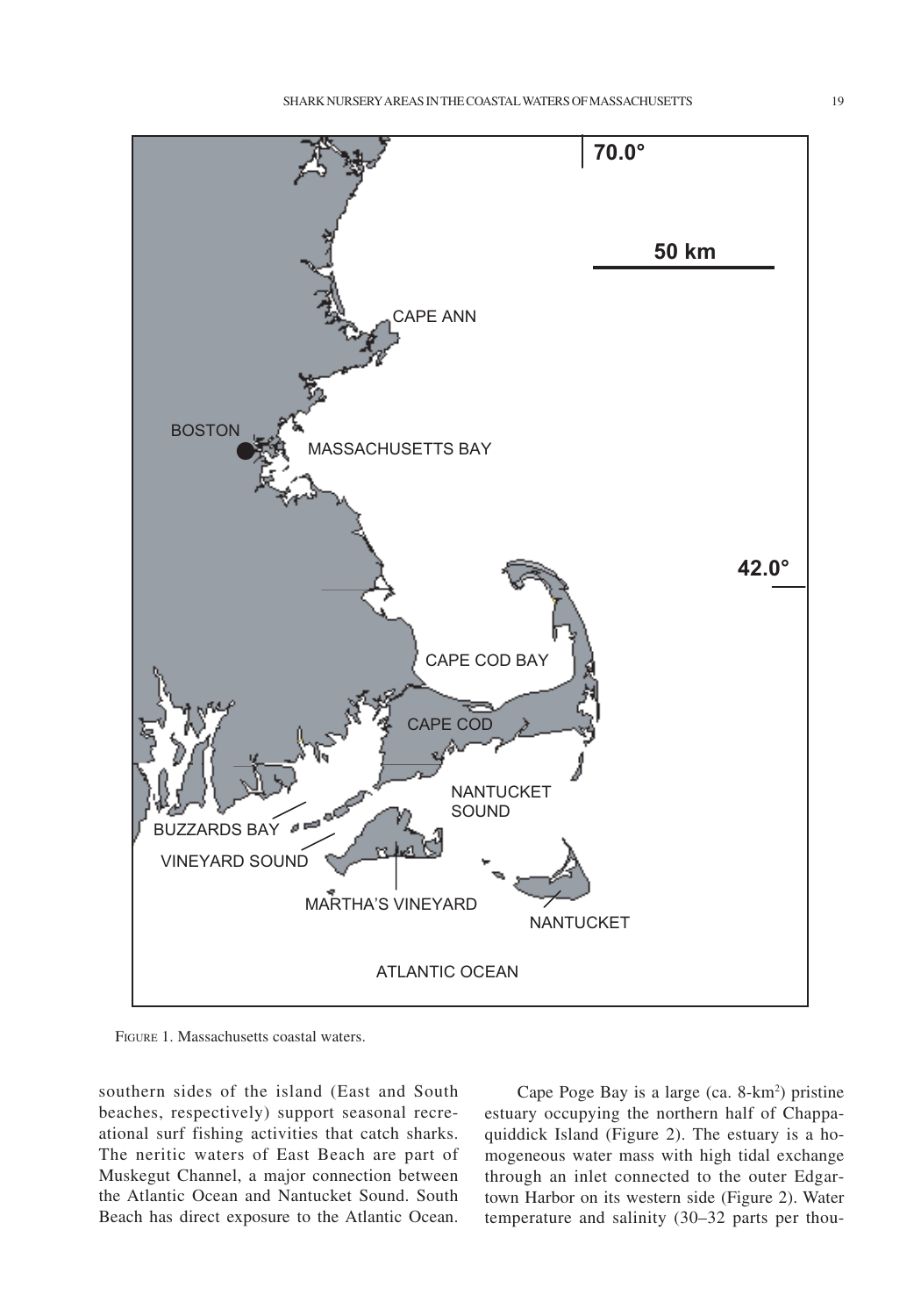Figure 1. Massachusetts coastal waters.

southern sides of the island (East and South beaches, respectively) support seasonal recreational surf fishing activities that catch sharks. The neritic waters of East Beach are part of Muskegut Channel, a major connection between the Atlantic Ocean and Nantucket Sound. South Beach has direct exposure to the Atlantic Ocean.

Cape Poge Bay is a large (ca. 8-km$^2$) pristine estuary occupying the northern half of Chappaquiddick Island (Figure 2). The estuary is a homogeneous water mass with high tidal exchange through an inlet connected to the outer Edgartown Harbor on its western side (Figure 2). Water temperature and salinity (30–32 parts per thou-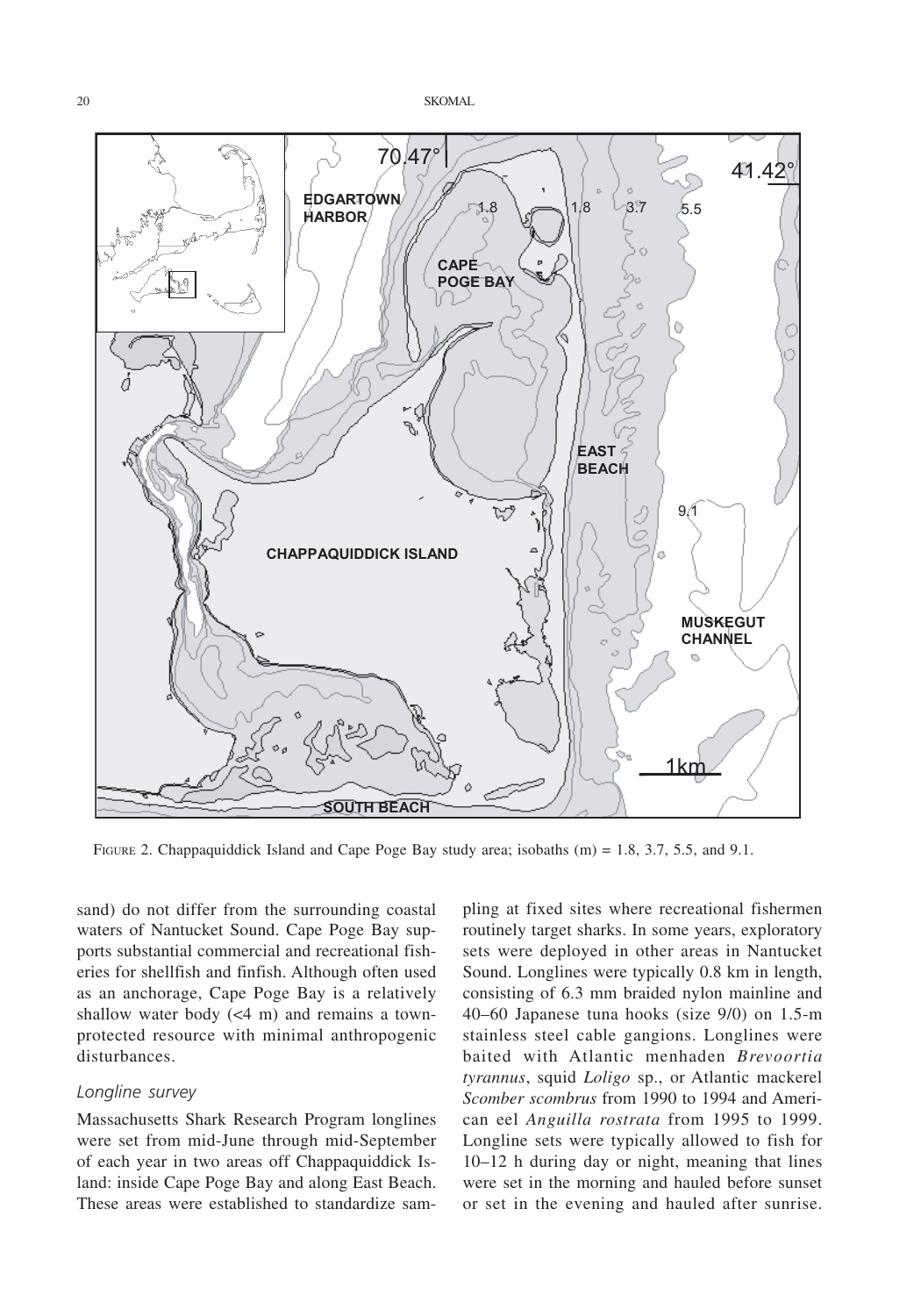FIGURE 2. Chappaquiddick Island and Cape Poge Bay study area; isobaths (m) = 1.8, 3.7, 5.5, and 9.1.

sand) do not differ from the surrounding coastal waters of Nantucket Sound. Cape Poge Bay supports substantial commercial and recreational fisheries for shellfish and finfish. Although often used as an anchorage, Cape Poge Bay is a relatively shallow water body (<4 m) and remains a town-protected resource with minimal anthropogenic disturbances.

### *Longline survey*

Massachusetts Shark Research Program longlines were set from mid-June through mid-September of each year in two areas off Chappaquiddick Island: inside Cape Poge Bay and along East Beach. These areas were established to standardize sampling at fixed sites where recreational fishermen routinely target sharks. In some years, exploratory sets were deployed in other areas in Nantucket Sound. Longlines were typically 0.8 km in length, consisting of 6.3 mm braided nylon mainline and 40–60 Japanese tuna hooks (size 9/0) on 1.5-m stainless steel cable gangions. Longlines were baited with Atlantic menhaden *Brevoortia tyrannus*, squid *Loligo* sp., or Atlantic mackerel *Scomber scombrus* from 1990 to 1994 and American eel *Anguilla rostrata* from 1995 to 1999. Longline sets were typically allowed to fish for 10–12 h during day or night, meaning that lines were set in the morning and hauled before sunset or set in the evening and hauled after sunrise.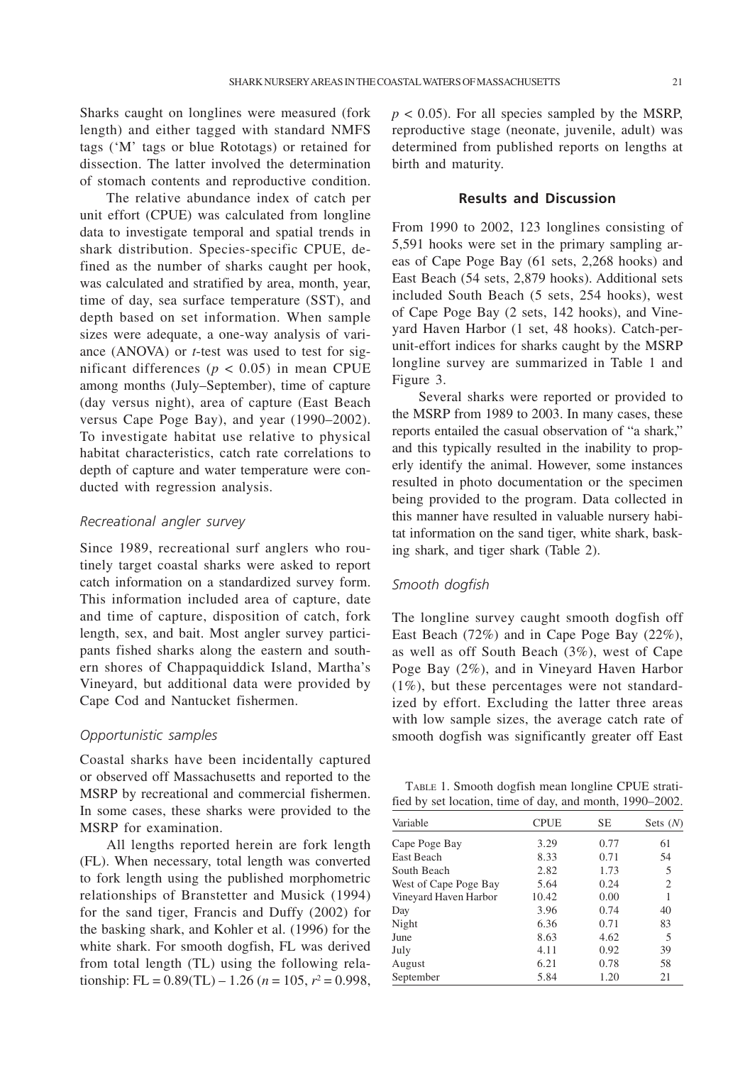Sharks caught on longlines were measured (fork length) and either tagged with standard NMFS tags ('M' tags or blue Rototags) or retained for dissection. The latter involved the determination of stomach contents and reproductive condition.

The relative abundance index of catch per unit effort (CPUE) was calculated from longline data to investigate temporal and spatial trends in shark distribution. Species-specific CPUE, defined as the number of sharks caught per hook, was calculated and stratified by area, month, year, time of day, sea surface temperature (SST), and depth based on set information. When sample sizes were adequate, a one-way analysis of variance (ANOVA) or *t*-test was used to test for significant differences ($p < 0.05$) in mean CPUE among months (July–September), time of capture (day versus night), area of capture (East Beach versus Cape Poge Bay), and year (1990–2002). To investigate habitat use relative to physical habitat characteristics, catch rate correlations to depth of capture and water temperature were conducted with regression analysis.

### *Recreational angler survey*

Since 1989, recreational surf anglers who routinely target coastal sharks were asked to report catch information on a standardized survey form. This information included area of capture, date and time of capture, disposition of catch, fork length, sex, and bait. Most angler survey participants fished sharks along the eastern and southern shores of Chappaquiddick Island, Martha's Vineyard, but additional data were provided by Cape Cod and Nantucket fishermen.

### *Opportunistic samples*

Coastal sharks have been incidentally captured or observed off Massachusetts and reported to the MSRP by recreational and commercial fishermen. In some cases, these sharks were provided to the MSRP for examination.

All lengths reported herein are fork length (FL). When necessary, total length was converted to fork length using the published morphometric relationships of Branstetter and Musick (1994) for the sand tiger, Francis and Duffy (2002) for the basking shark, and Kohler et al. (1996) for the white shark. For smooth dogfish, FL was derived from total length (TL) using the following relationship: $FL = 0.89(TL) - 1.26$ ($n = 105$, $r^2 = 0.998$, $p < 0.05$). For all species sampled by the MSRP, reproductive stage (neonate, juvenile, adult) was determined from published reports on lengths at birth and maturity.

## Results and Discussion

From 1990 to 2002, 123 longlines consisting of 5,591 hooks were set in the primary sampling areas of Cape Poge Bay (61 sets, 2,268 hooks) and East Beach (54 sets, 2,879 hooks). Additional sets included South Beach (5 sets, 254 hooks), west of Cape Poge Bay (2 sets, 142 hooks), and Vineyard Haven Harbor (1 set, 48 hooks). Catch-per-unit-effort indices for sharks caught by the MSRP longline survey are summarized in Table 1 and Figure 3.

Several sharks were reported or provided to the MSRP from 1989 to 2003. In many cases, these reports entailed the casual observation of "a shark," and this typically resulted in the inability to properly identify the animal. However, some instances resulted in photo documentation or the specimen being provided to the program. Data collected in this manner have resulted in valuable nursery habitat information on the sand tiger, white shark, basking shark, and tiger shark (Table 2).

### *Smooth dogfish*

The longline survey caught smooth dogfish off East Beach (72%) and in Cape Poge Bay (22%), as well as off South Beach (3%), west of Cape Poge Bay (2%), and in Vineyard Haven Harbor (1%), but these percentages were not standardized by effort. Excluding the latter three areas with low sample sizes, the average catch rate of smooth dogfish was significantly greater off East

TABLE 1. Smooth dogfish mean longline CPUE stratified by set location, time of day, and month, 1990–2002.

| Variable | CPUE | SE | Sets (*N*) |
|---|---|---|---|
| Cape Poge Bay | 3.29 | 0.77 | 61 |
| East Beach | 8.33 | 0.71 | 54 |
| South Beach | 2.82 | 1.73 | 5 |
| West of Cape Poge Bay | 5.64 | 0.24 | 2 |
| Vineyard Haven Harbor | 10.42 | 0.00 | 1 |
| Day | 3.96 | 0.74 | 40 |
| Night | 6.36 | 0.71 | 83 |
| June | 8.63 | 4.62 | 5 |
| July | 4.11 | 0.92 | 39 |
| August | 6.21 | 0.78 | 58 |
| September | 5.84 | 1.20 | 21 |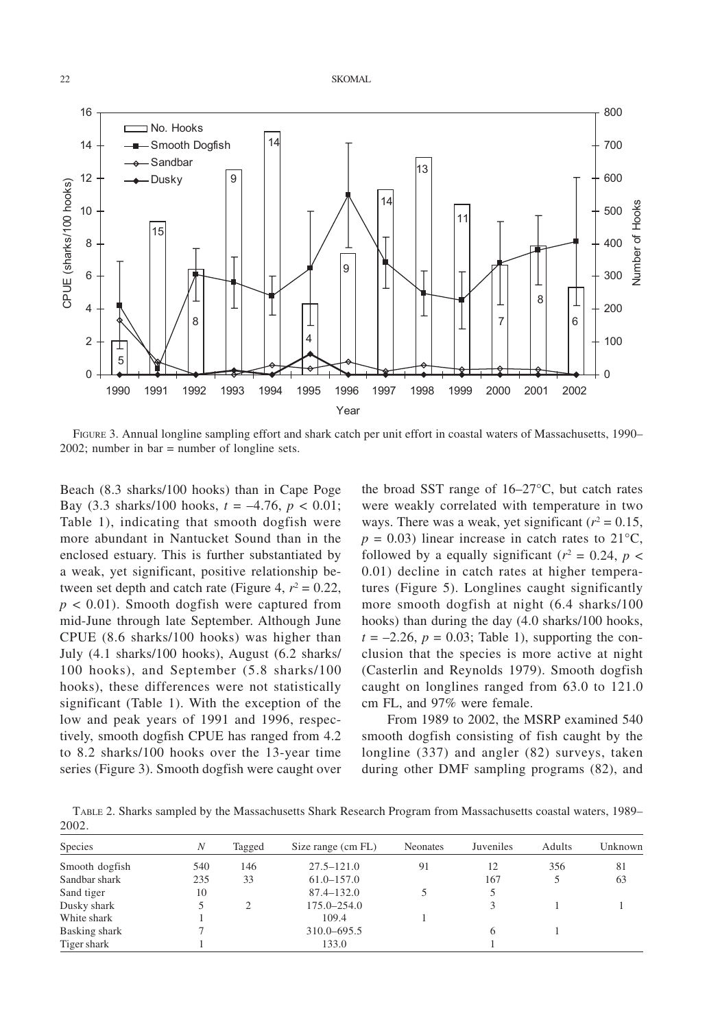FIGURE 3. Annual longline sampling effort and shark catch per unit effort in coastal waters of Massachusetts, 1990–2002; number in bar = number of longline sets.

Beach (8.3 sharks/100 hooks) than in Cape Poge Bay (3.3 sharks/100 hooks, $t = -4.76$, $p < 0.01$; Table 1), indicating that smooth dogfish were more abundant in Nantucket Sound than in the enclosed estuary. This is further substantiated by a weak, yet significant, positive relationship between set depth and catch rate (Figure 4, $r^2 = 0.22$, $p < 0.01$). Smooth dogfish were captured from mid-June through late September. Although June CPUE (8.6 sharks/100 hooks) was higher than July (4.1 sharks/100 hooks), August (6.2 sharks/100 hooks), and September (5.8 sharks/100 hooks), these differences were not statistically significant (Table 1). With the exception of the low and peak years of 1991 and 1996, respectively, smooth dogfish CPUE has ranged from 4.2 to 8.2 sharks/100 hooks over the 13-year time series (Figure 3). Smooth dogfish were caught over the broad SST range of 16–27°C, but catch rates were weakly correlated with temperature in two ways. There was a weak, yet significant ($r^2 = 0.15$, $p = 0.03$) linear increase in catch rates to 21°C, followed by a equally significant ($r^2 = 0.24$, $p < 0.01$) decline in catch rates at higher temperatures (Figure 5). Longlines caught significantly more smooth dogfish at night (6.4 sharks/100 hooks) than during the day (4.0 sharks/100 hooks, $t = -2.26$, $p = 0.03$; Table 1), supporting the conclusion that the species is more active at night (Casterlin and Reynolds 1979). Smooth dogfish caught on longlines ranged from 63.0 to 121.0 cm FL, and 97% were female.

From 1989 to 2002, the MSRP examined 540 smooth dogfish consisting of fish caught by the longline (337) and angler (82) surveys, taken during other DMF sampling programs (82), and

TABLE 2. Sharks sampled by the Massachusetts Shark Research Program from Massachusetts coastal waters, 1989–2002.

| Species | *N* | Tagged | Size range (cm FL) | Neonates | Juveniles | Adults | Unknown |
|---|---|---|---|---|---|---|---|
| Smooth dogfish | 540 | 146 | 27.5–121.0 | 91 | 12 | 356 | 81 |
| Sandbar shark | 235 | 33 | 61.0–157.0 | | 167 | 5 | 63 |
| Sand tiger | 10 | | 87.4–132.0 | 5 | 5 | | |
| Dusky shark | 5 | 2 | 175.0–254.0 | | 3 | 1 | 1 |
| White shark | 1 | | 109.4 | 1 | | | |
| Basking shark | 7 | | 310.0–695.5 | | 6 | 1 | |
| Tiger shark | 1 | | 133.0 | | 1 | | |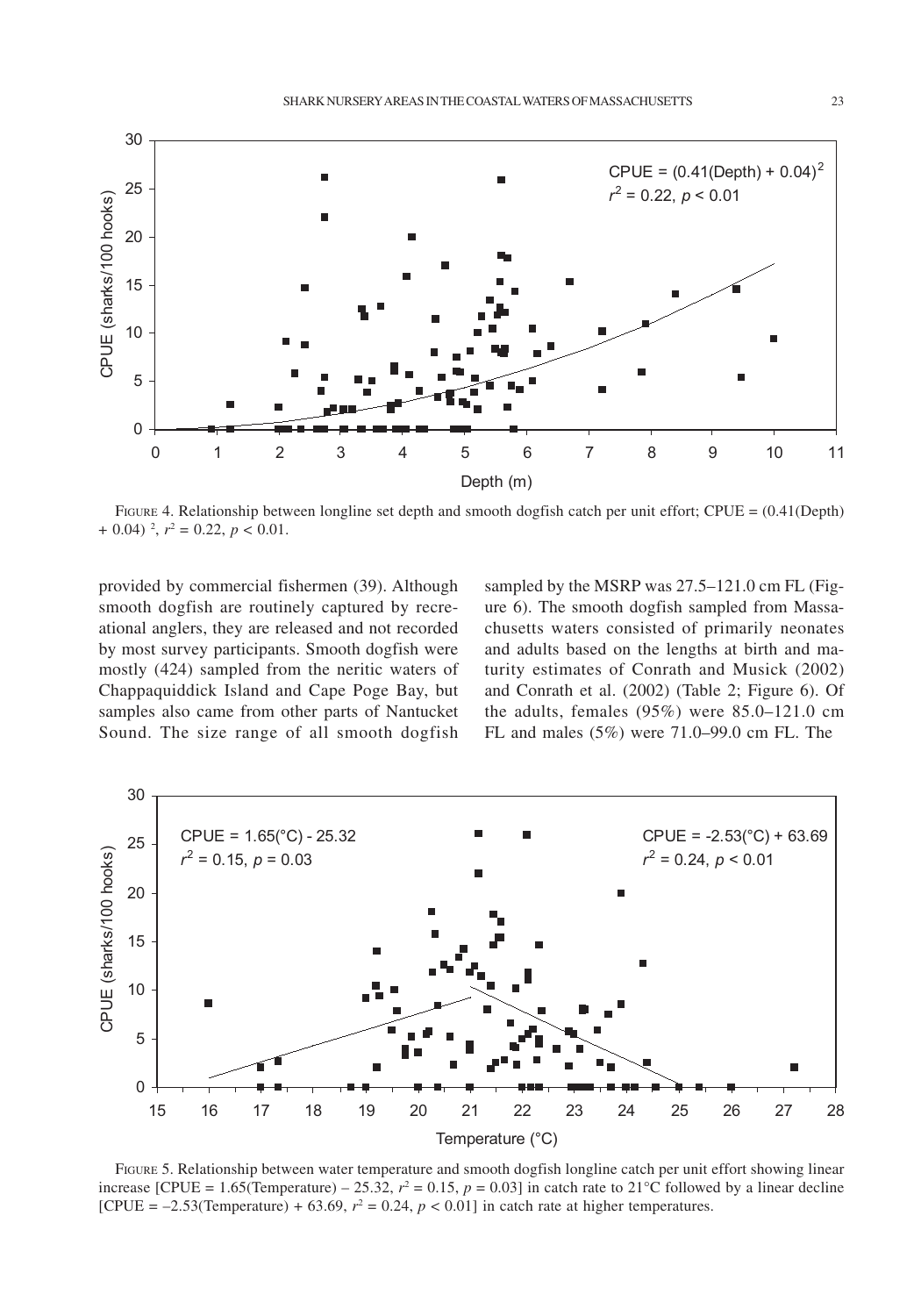FIGURE 4. Relationship between longline set depth and smooth dogfish catch per unit effort; CPUE = $(0.41(\text{Depth}) + 0.04)^2$, $r^2 = 0.22$, $p < 0.01$.

provided by commercial fishermen (39). Although smooth dogfish are routinely captured by recreational anglers, they are released and not recorded by most survey participants. Smooth dogfish were mostly (424) sampled from the neritic waters of Chappaquiddick Island and Cape Poge Bay, but samples also came from other parts of Nantucket Sound. The size range of all smooth dogfish sampled by the MSRP was 27.5–121.0 cm FL (Figure 6). The smooth dogfish sampled from Massachusetts waters consisted of primarily neonates and adults based on the lengths at birth and maturity estimates of Conrath and Musick (2002) and Conrath et al. (2002) (Table 2; Figure 6). Of the adults, females (95%) were 85.0–121.0 cm FL and males (5%) were 71.0–99.0 cm FL. The

FIGURE 5. Relationship between water temperature and smooth dogfish longline catch per unit effort showing linear increase [CPUE = 1.65(Temperature) – 25.32, $r^2 = 0.15$, $p = 0.03$] in catch rate to 21°C followed by a linear decline [CPUE = –2.53(Temperature) + 63.69, $r^2 = 0.24$, $p < 0.01$] in catch rate at higher temperatures.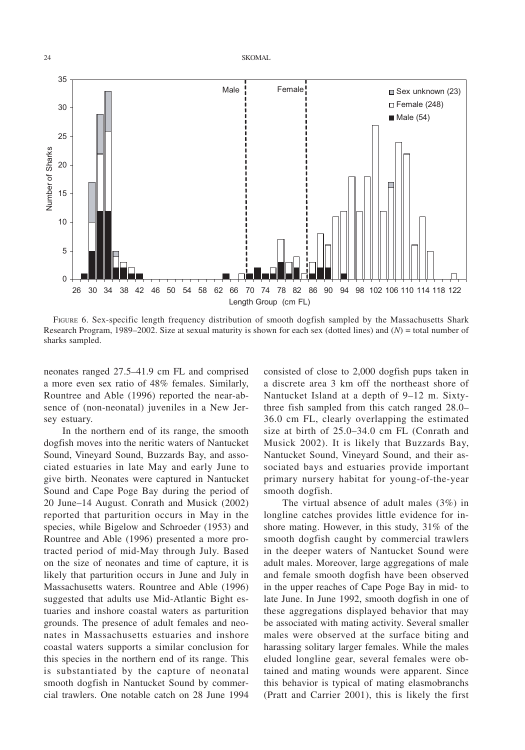FIGURE 6. Sex-specific length frequency distribution of smooth dogfish sampled by the Massachusetts Shark Research Program, 1989–2002. Size at sexual maturity is shown for each sex (dotted lines) and ($N$) = total number of sharks sampled.

neonates ranged 27.5–41.9 cm FL and comprised a more even sex ratio of 48% females. Similarly, Rountree and Able (1996) reported the near-absence of (non-neonatal) juveniles in a New Jersey estuary.

In the northern end of its range, the smooth dogfish moves into the neritic waters of Nantucket Sound, Vineyard Sound, Buzzards Bay, and associated estuaries in late May and early June to give birth. Neonates were captured in Nantucket Sound and Cape Poge Bay during the period of 20 June–14 August. Conrath and Musick (2002) reported that parturition occurs in May in the species, while Bigelow and Schroeder (1953) and Rountree and Able (1996) presented a more protracted period of mid-May through July. Based on the size of neonates and time of capture, it is likely that parturition occurs in June and July in Massachusetts waters. Rountree and Able (1996) suggested that adults use Mid-Atlantic Bight estuaries and inshore coastal waters as parturition grounds. The presence of adult females and neonates in Massachusetts estuaries and inshore coastal waters supports a similar conclusion for this species in the northern end of its range. This is substantiated by the capture of neonatal smooth dogfish in Nantucket Sound by commercial trawlers. One notable catch on 28 June 1994 consisted of close to 2,000 dogfish pups taken in a discrete area 3 km off the northeast shore of Nantucket Island at a depth of 9–12 m. Sixty-three fish sampled from this catch ranged 28.0–36.0 cm FL, clearly overlapping the estimated size at birth of 25.0–34.0 cm FL (Conrath and Musick 2002). It is likely that Buzzards Bay, Nantucket Sound, Vineyard Sound, and their associated bays and estuaries provide important primary nursery habitat for young-of-the-year smooth dogfish.

The virtual absence of adult males (3%) in longline catches provides little evidence for inshore mating. However, in this study, 31% of the smooth dogfish caught by commercial trawlers in the deeper waters of Nantucket Sound were adult males. Moreover, large aggregations of male and female smooth dogfish have been observed in the upper reaches of Cape Poge Bay in mid- to late June. In June 1992, smooth dogfish in one of these aggregations displayed behavior that may be associated with mating activity. Several smaller males were observed at the surface biting and harassing solitary larger females. While the males eluded longline gear, several females were obtained and mating wounds were apparent. Since this behavior is typical of mating elasmobranchs (Pratt and Carrier 2001), this is likely the first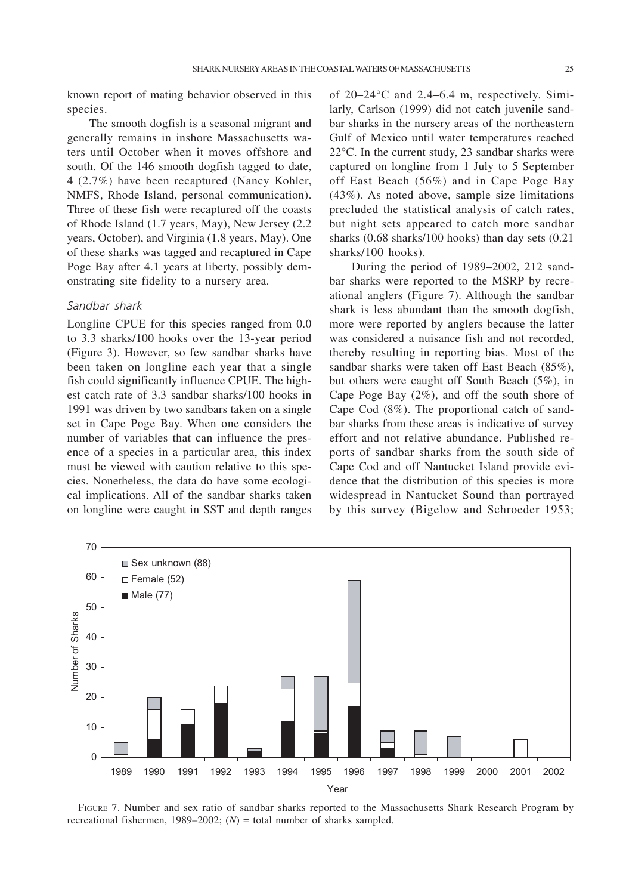known report of mating behavior observed in this species.

The smooth dogfish is a seasonal migrant and generally remains in inshore Massachusetts waters until October when it moves offshore and south. Of the 146 smooth dogfish tagged to date, 4 (2.7%) have been recaptured (Nancy Kohler, NMFS, Rhode Island, personal communication). Three of these fish were recaptured off the coasts of Rhode Island (1.7 years, May), New Jersey (2.2 years, October), and Virginia (1.8 years, May). One of these sharks was tagged and recaptured in Cape Poge Bay after 4.1 years at liberty, possibly demonstrating site fidelity to a nursery area.

### *Sandbar shark*

Longline CPUE for this species ranged from 0.0 to 3.3 sharks/100 hooks over the 13-year period (Figure 3). However, so few sandbar sharks have been taken on longline each year that a single fish could significantly influence CPUE. The highest catch rate of 3.3 sandbar sharks/100 hooks in 1991 was driven by two sandbars taken on a single set in Cape Poge Bay. When one considers the number of variables that can influence the presence of a species in a particular area, this index must be viewed with caution relative to this species. Nonetheless, the data do have some ecological implications. All of the sandbar sharks taken on longline were caught in SST and depth ranges of 20–24°C and 2.4–6.4 m, respectively. Similarly, Carlson (1999) did not catch juvenile sandbar sharks in the nursery areas of the northeastern Gulf of Mexico until water temperatures reached 22°C. In the current study, 23 sandbar sharks were captured on longline from 1 July to 5 September off East Beach (56%) and in Cape Poge Bay (43%). As noted above, sample size limitations precluded the statistical analysis of catch rates, but night sets appeared to catch more sandbar sharks (0.68 sharks/100 hooks) than day sets (0.21 sharks/100 hooks).

During the period of 1989–2002, 212 sandbar sharks were reported to the MSRP by recreational anglers (Figure 7). Although the sandbar shark is less abundant than the smooth dogfish, more were reported by anglers because the latter was considered a nuisance fish and not recorded, thereby resulting in reporting bias. Most of the sandbar sharks were taken off East Beach (85%), but others were caught off South Beach (5%), in Cape Poge Bay (2%), and off the south shore of Cape Cod (8%). The proportional catch of sandbar sharks from these areas is indicative of survey effort and not relative abundance. Published reports of sandbar sharks from the south side of Cape Cod and off Nantucket Island provide evidence that the distribution of this species is more widespread in Nantucket Sound than portrayed by this survey (Bigelow and Schroeder 1953;

FIGURE 7. Number and sex ratio of sandbar sharks reported to the Massachusetts Shark Research Program by recreational fishermen, 1989–2002; (*N*) = total number of sharks sampled.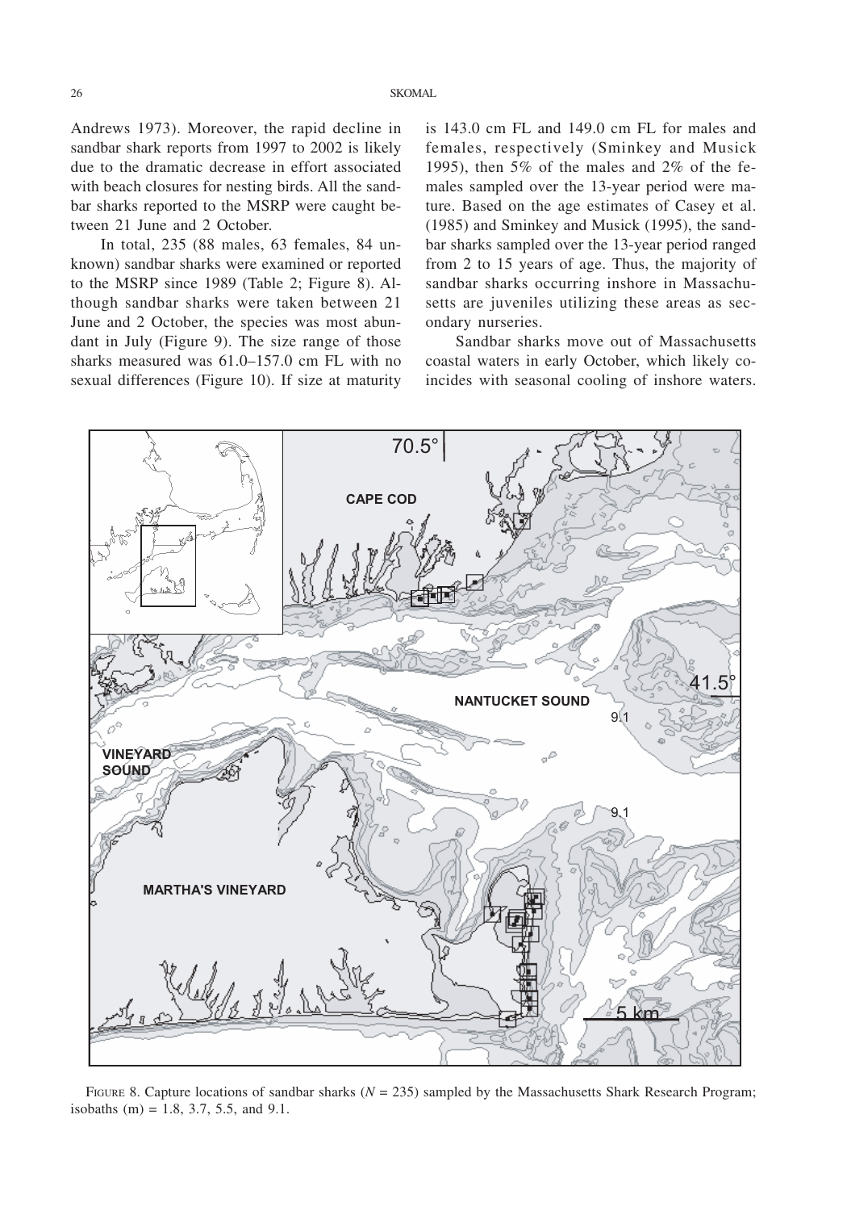Andrews 1973). Moreover, the rapid decline in sandbar shark reports from 1997 to 2002 is likely due to the dramatic decrease in effort associated with beach closures for nesting birds. All the sandbar sharks reported to the MSRP were caught between 21 June and 2 October.

In total, 235 (88 males, 63 females, 84 unknown) sandbar sharks were examined or reported to the MSRP since 1989 (Table 2; Figure 8). Although sandbar sharks were taken between 21 June and 2 October, the species was most abundant in July (Figure 9). The size range of those sharks measured was 61.0–157.0 cm FL with no sexual differences (Figure 10). If size at maturity is 143.0 cm FL and 149.0 cm FL for males and females, respectively (Sminkey and Musick 1995), then 5% of the males and 2% of the females sampled over the 13-year period were mature. Based on the age estimates of Casey et al. (1985) and Sminkey and Musick (1995), the sandbar sharks sampled over the 13-year period ranged from 2 to 15 years of age. Thus, the majority of sandbar sharks occurring inshore in Massachusetts are juveniles utilizing these areas as secondary nurseries.

Sandbar sharks move out of Massachusetts coastal waters in early October, which likely coincides with seasonal cooling of inshore waters.

FIGURE 8. Capture locations of sandbar sharks ($N$ = 235) sampled by the Massachusetts Shark Research Program; isobaths (m) = 1.8, 3.7, 5.5, and 9.1.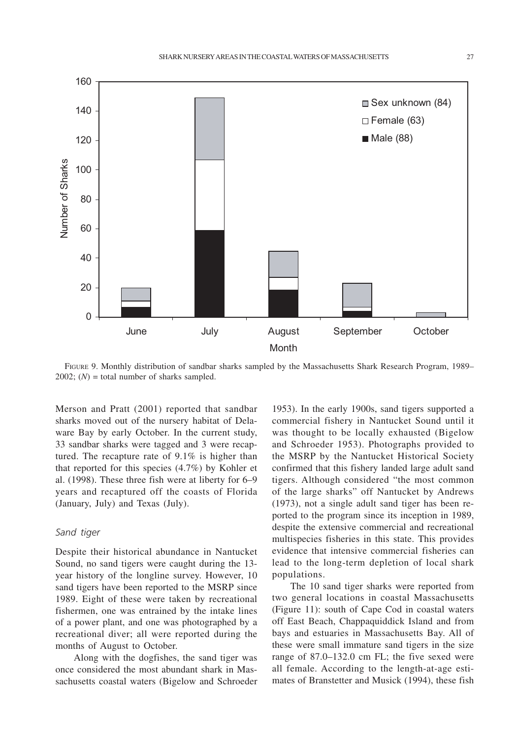FIGURE 9. Monthly distribution of sandbar sharks sampled by the Massachusetts Shark Research Program, 1989–2002; ($N$) = total number of sharks sampled.

Merson and Pratt (2001) reported that sandbar sharks moved out of the nursery habitat of Delaware Bay by early October. In the current study, 33 sandbar sharks were tagged and 3 were recaptured. The recapture rate of 9.1% is higher than that reported for this species (4.7%) by Kohler et al. (1998). These three fish were at liberty for 6–9 years and recaptured off the coasts of Florida (January, July) and Texas (July).

### *Sand tiger*

Despite their historical abundance in Nantucket Sound, no sand tigers were caught during the 13-year history of the longline survey. However, 10 sand tigers have been reported to the MSRP since 1989. Eight of these were taken by recreational fishermen, one was entrained by the intake lines of a power plant, and one was photographed by a recreational diver; all were reported during the months of August to October.

Along with the dogfishes, the sand tiger was once considered the most abundant shark in Massachusetts coastal waters (Bigelow and Schroeder 1953). In the early 1900s, sand tigers supported a commercial fishery in Nantucket Sound until it was thought to be locally exhausted (Bigelow and Schroeder 1953). Photographs provided to the MSRP by the Nantucket Historical Society confirmed that this fishery landed large adult sand tigers. Although considered "the most common of the large sharks" off Nantucket by Andrews (1973), not a single adult sand tiger has been reported to the program since its inception in 1989, despite the extensive commercial and recreational multispecies fisheries in this state. This provides evidence that intensive commercial fisheries can lead to the long-term depletion of local shark populations.

The 10 sand tiger sharks were reported from two general locations in coastal Massachusetts (Figure 11): south of Cape Cod in coastal waters off East Beach, Chappaquiddick Island and from bays and estuaries in Massachusetts Bay. All of these were small immature sand tigers in the size range of 87.0–132.0 cm FL; the five sexed were all female. According to the length-at-age estimates of Branstetter and Musick (1994), these fish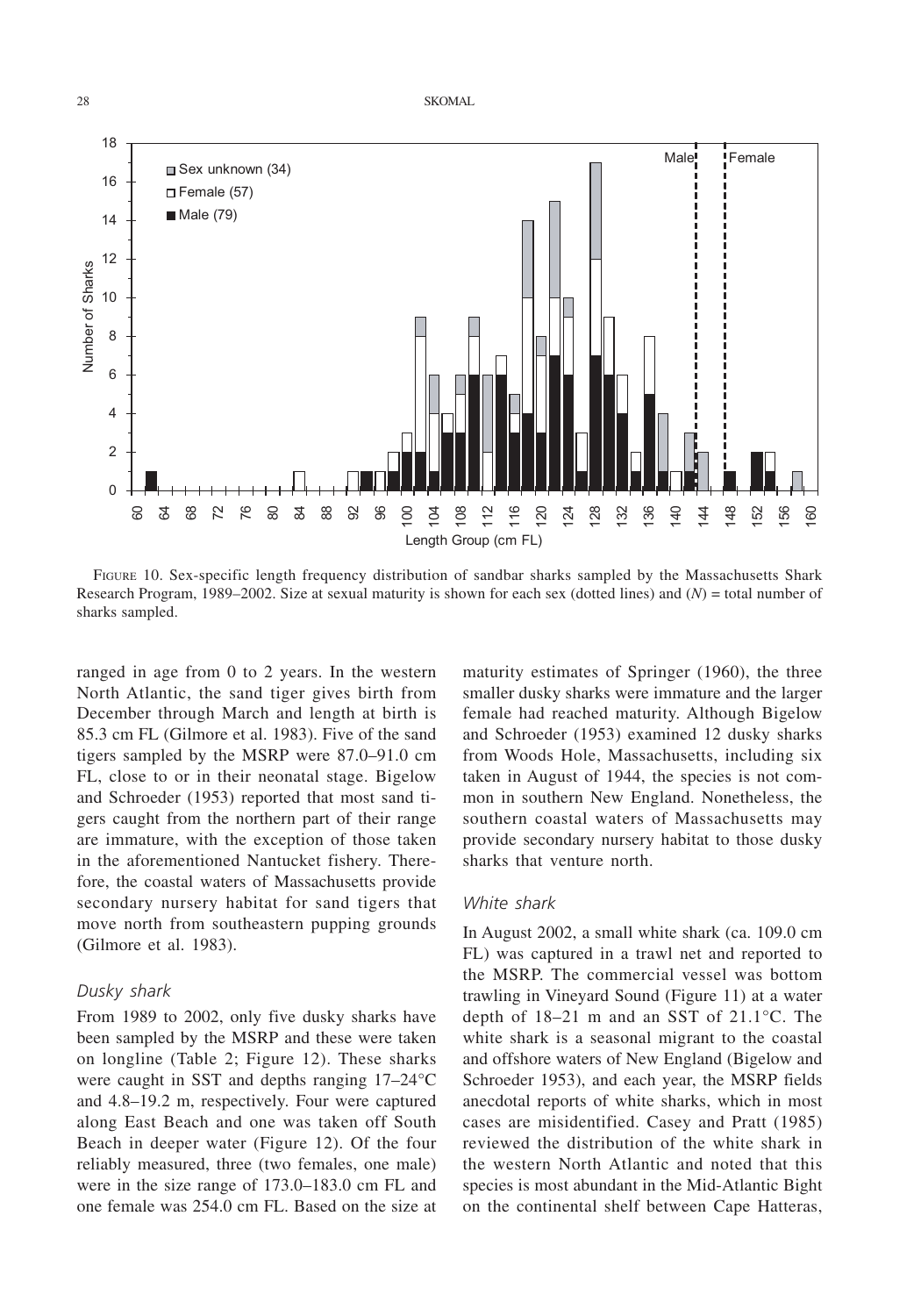FIGURE 10. Sex-specific length frequency distribution of sandbar sharks sampled by the Massachusetts Shark Research Program, 1989–2002. Size at sexual maturity is shown for each sex (dotted lines) and (*N*) = total number of sharks sampled.

ranged in age from 0 to 2 years. In the western North Atlantic, the sand tiger gives birth from December through March and length at birth is 85.3 cm FL (Gilmore et al. 1983). Five of the sand tigers sampled by the MSRP were 87.0–91.0 cm FL, close to or in their neonatal stage. Bigelow and Schroeder (1953) reported that most sand tigers caught from the northern part of their range are immature, with the exception of those taken in the aforementioned Nantucket fishery. Therefore, the coastal waters of Massachusetts provide secondary nursery habitat for sand tigers that move north from southeastern pupping grounds (Gilmore et al. 1983).

### *Dusky shark*

From 1989 to 2002, only five dusky sharks have been sampled by the MSRP and these were taken on longline (Table 2; Figure 12). These sharks were caught in SST and depths ranging 17–24°C and 4.8–19.2 m, respectively. Four were captured along East Beach and one was taken off South Beach in deeper water (Figure 12). Of the four reliably measured, three (two females, one male) were in the size range of 173.0–183.0 cm FL and one female was 254.0 cm FL. Based on the size at maturity estimates of Springer (1960), the three smaller dusky sharks were immature and the larger female had reached maturity. Although Bigelow and Schroeder (1953) examined 12 dusky sharks from Woods Hole, Massachusetts, including six taken in August of 1944, the species is not common in southern New England. Nonetheless, the southern coastal waters of Massachusetts may provide secondary nursery habitat to those dusky sharks that venture north.

### *White shark*

In August 2002, a small white shark (ca. 109.0 cm FL) was captured in a trawl net and reported to the MSRP. The commercial vessel was bottom trawling in Vineyard Sound (Figure 11) at a water depth of 18–21 m and an SST of 21.1°C. The white shark is a seasonal migrant to the coastal and offshore waters of New England (Bigelow and Schroeder 1953), and each year, the MSRP fields anecdotal reports of white sharks, which in most cases are misidentified. Casey and Pratt (1985) reviewed the distribution of the white shark in the western North Atlantic and noted that this species is most abundant in the Mid-Atlantic Bight on the continental shelf between Cape Hatteras,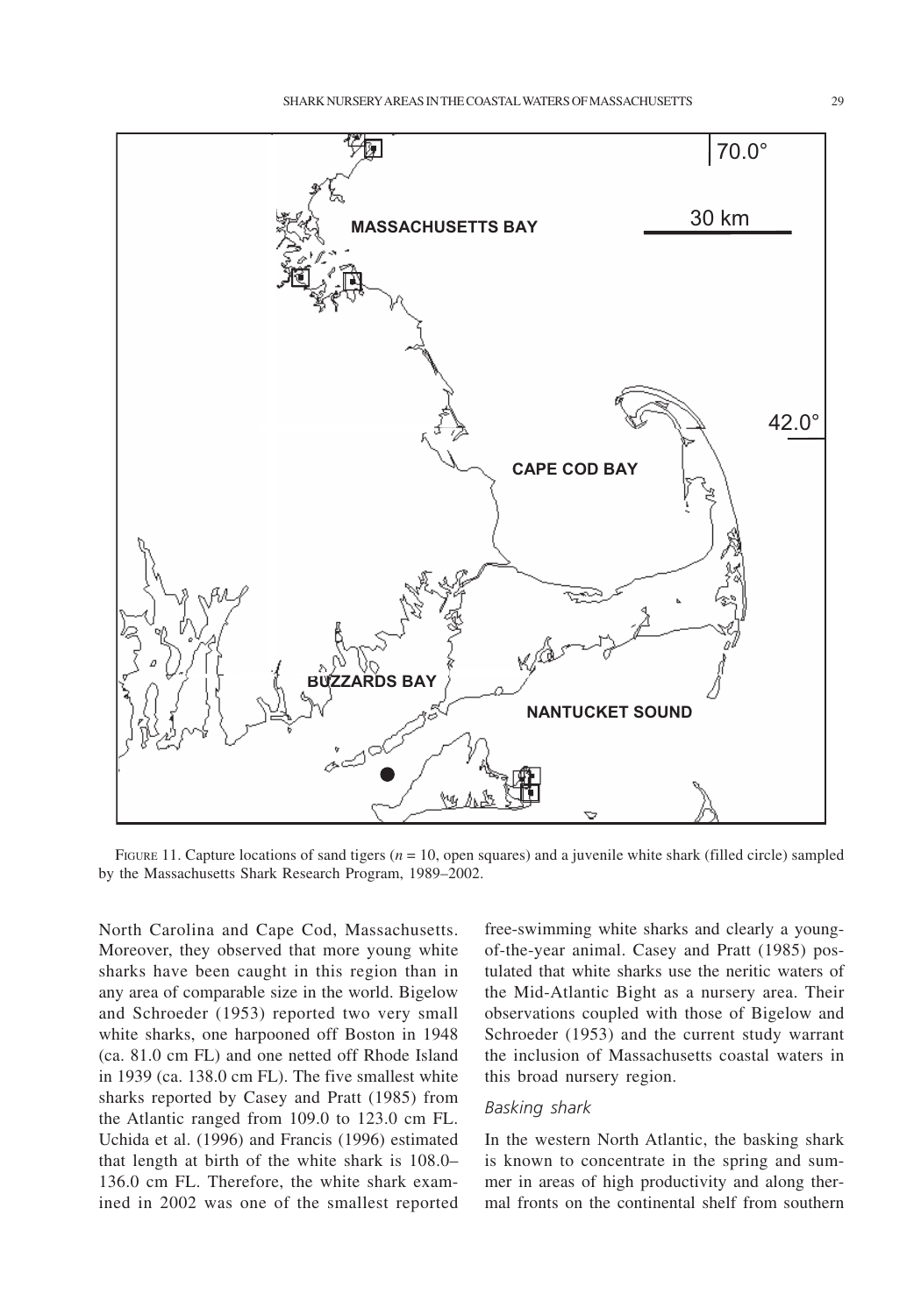FIGURE 11. Capture locations of sand tigers ($n = 10$, open squares) and a juvenile white shark (filled circle) sampled by the Massachusetts Shark Research Program, 1989–2002.

North Carolina and Cape Cod, Massachusetts. Moreover, they observed that more young white sharks have been caught in this region than in any area of comparable size in the world. Bigelow and Schroeder (1953) reported two very small white sharks, one harpooned off Boston in 1948 (ca. 81.0 cm FL) and one netted off Rhode Island in 1939 (ca. 138.0 cm FL). The five smallest white sharks reported by Casey and Pratt (1985) from the Atlantic ranged from 109.0 to 123.0 cm FL. Uchida et al. (1996) and Francis (1996) estimated that length at birth of the white shark is 108.0–136.0 cm FL. Therefore, the white shark examined in 2002 was one of the smallest reported free-swimming white sharks and clearly a young-of-the-year animal. Casey and Pratt (1985) postulated that white sharks use the neritic waters of the Mid-Atlantic Bight as a nursery area. Their observations coupled with those of Bigelow and Schroeder (1953) and the current study warrant the inclusion of Massachusetts coastal waters in this broad nursery region.

### *Basking shark*

In the western North Atlantic, the basking shark is known to concentrate in the spring and summer in areas of high productivity and along thermal fronts on the continental shelf from southern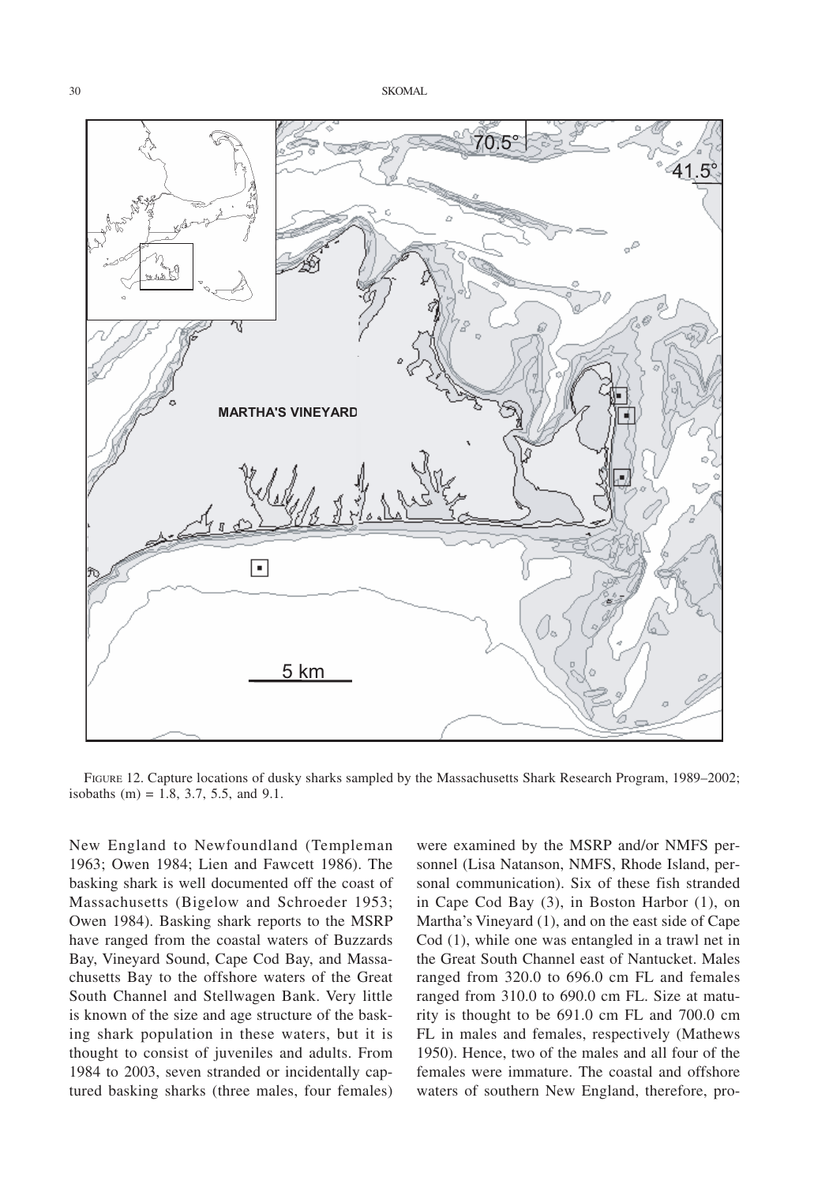FIGURE 12. Capture locations of dusky sharks sampled by the Massachusetts Shark Research Program, 1989–2002; isobaths (m) = 1.8, 3.7, 5.5, and 9.1.

New England to Newfoundland (Templeman 1963; Owen 1984; Lien and Fawcett 1986). The basking shark is well documented off the coast of Massachusetts (Bigelow and Schroeder 1953; Owen 1984). Basking shark reports to the MSRP have ranged from the coastal waters of Buzzards Bay, Vineyard Sound, Cape Cod Bay, and Massachusetts Bay to the offshore waters of the Great South Channel and Stellwagen Bank. Very little is known of the size and age structure of the basking shark population in these waters, but it is thought to consist of juveniles and adults. From 1984 to 2003, seven stranded or incidentally captured basking sharks (three males, four females) were examined by the MSRP and/or NMFS personnel (Lisa Natanson, NMFS, Rhode Island, personal communication). Six of these fish stranded in Cape Cod Bay (3), in Boston Harbor (1), on Martha's Vineyard (1), and on the east side of Cape Cod (1), while one was entangled in a trawl net in the Great South Channel east of Nantucket. Males ranged from 320.0 to 696.0 cm FL and females ranged from 310.0 to 690.0 cm FL. Size at maturity is thought to be 691.0 cm FL and 700.0 cm FL in males and females, respectively (Mathews 1950). Hence, two of the males and all four of the females were immature. The coastal and offshore waters of southern New England, therefore, pro-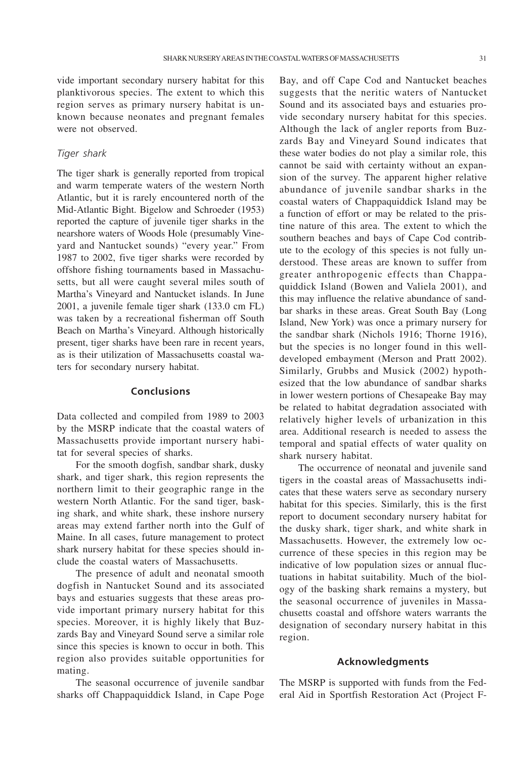vide important secondary nursery habitat for this planktivorous species. The extent to which this region serves as primary nursery habitat is unknown because neonates and pregnant females were not observed.

### *Tiger shark*

The tiger shark is generally reported from tropical and warm temperate waters of the western North Atlantic, but it is rarely encountered north of the Mid-Atlantic Bight. Bigelow and Schroeder (1953) reported the capture of juvenile tiger sharks in the nearshore waters of Woods Hole (presumably Vineyard and Nantucket sounds) "every year." From 1987 to 2002, five tiger sharks were recorded by offshore fishing tournaments based in Massachusetts, but all were caught several miles south of Martha's Vineyard and Nantucket islands. In June 2001, a juvenile female tiger shark (133.0 cm FL) was taken by a recreational fisherman off South Beach on Martha's Vineyard. Although historically present, tiger sharks have been rare in recent years, as is their utilization of Massachusetts coastal waters for secondary nursery habitat.

## Conclusions

Data collected and compiled from 1989 to 2003 by the MSRP indicate that the coastal waters of Massachusetts provide important nursery habitat for several species of sharks.

For the smooth dogfish, sandbar shark, dusky shark, and tiger shark, this region represents the northern limit to their geographic range in the western North Atlantic. For the sand tiger, basking shark, and white shark, these inshore nursery areas may extend farther north into the Gulf of Maine. In all cases, future management to protect shark nursery habitat for these species should include the coastal waters of Massachusetts.

The presence of adult and neonatal smooth dogfish in Nantucket Sound and its associated bays and estuaries suggests that these areas provide important primary nursery habitat for this species. Moreover, it is highly likely that Buzzards Bay and Vineyard Sound serve a similar role since this species is known to occur in both. This region also provides suitable opportunities for mating.

The seasonal occurrence of juvenile sandbar sharks off Chappaquiddick Island, in Cape Poge Bay, and off Cape Cod and Nantucket beaches suggests that the neritic waters of Nantucket Sound and its associated bays and estuaries provide secondary nursery habitat for this species. Although the lack of angler reports from Buzzards Bay and Vineyard Sound indicates that these water bodies do not play a similar role, this cannot be said with certainty without an expansion of the survey. The apparent higher relative abundance of juvenile sandbar sharks in the coastal waters of Chappaquiddick Island may be a function of effort or may be related to the pristine nature of this area. The extent to which the southern beaches and bays of Cape Cod contribute to the ecology of this species is not fully understood. These areas are known to suffer from greater anthropogenic effects than Chappaquiddick Island (Bowen and Valiela 2001), and this may influence the relative abundance of sandbar sharks in these areas. Great South Bay (Long Island, New York) was once a primary nursery for the sandbar shark (Nichols 1916; Thorne 1916), but the species is no longer found in this well-developed embayment (Merson and Pratt 2002). Similarly, Grubbs and Musick (2002) hypothesized that the low abundance of sandbar sharks in lower western portions of Chesapeake Bay may be related to habitat degradation associated with relatively higher levels of urbanization in this area. Additional research is needed to assess the temporal and spatial effects of water quality on shark nursery habitat.

The occurrence of neonatal and juvenile sand tigers in the coastal areas of Massachusetts indicates that these waters serve as secondary nursery habitat for this species. Similarly, this is the first report to document secondary nursery habitat for the dusky shark, tiger shark, and white shark in Massachusetts. However, the extremely low occurrence of these species in this region may be indicative of low population sizes or annual fluctuations in habitat suitability. Much of the biology of the basking shark remains a mystery, but the seasonal occurrence of juveniles in Massachusetts coastal and offshore waters warrants the designation of secondary nursery habitat in this region.

## Acknowledgments

The MSRP is supported with funds from the Federal Aid in Sportfish Restoration Act (Project F-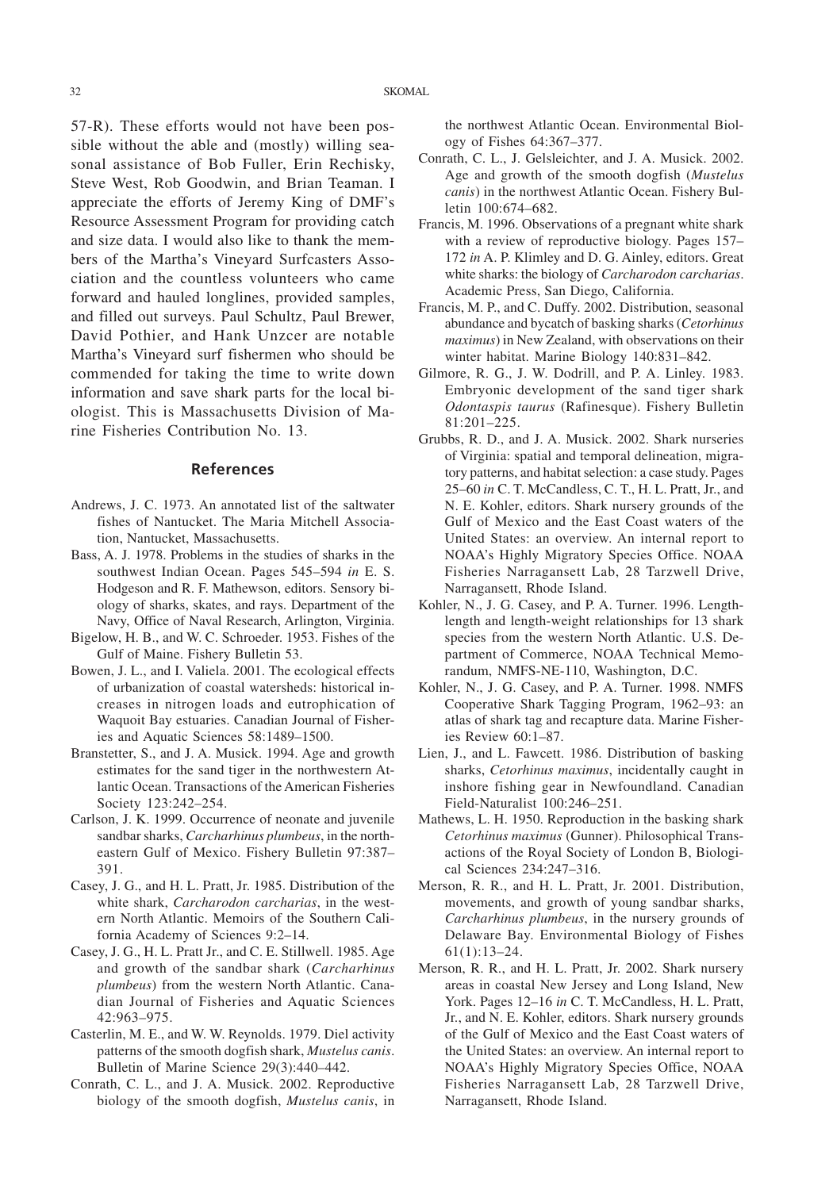57-R). These efforts would not have been possible without the able and (mostly) willing seasonal assistance of Bob Fuller, Erin Rechisky, Steve West, Rob Goodwin, and Brian Teaman. I appreciate the efforts of Jeremy King of DMF's Resource Assessment Program for providing catch and size data. I would also like to thank the members of the Martha's Vineyard Surfcasters Association and the countless volunteers who came forward and hauled longlines, provided samples, and filled out surveys. Paul Schultz, Paul Brewer, David Pothier, and Hank Unzcer are notable Martha's Vineyard surf fishermen who should be commended for taking the time to write down information and save shark parts for the local biologist. This is Massachusetts Division of Marine Fisheries Contribution No. 13.

## References

Andrews, J. C. 1973. An annotated list of the saltwater fishes of Nantucket. The Maria Mitchell Association, Nantucket, Massachusetts.

Bass, A. J. 1978. Problems in the studies of sharks in the southwest Indian Ocean. Pages 545–594 *in* E. S. Hodgeson and R. F. Mathewson, editors. Sensory biology of sharks, skates, and rays. Department of the Navy, Office of Naval Research, Arlington, Virginia.

Bigelow, H. B., and W. C. Schroeder. 1953. Fishes of the Gulf of Maine. Fishery Bulletin 53.

Bowen, J. L., and I. Valiela. 2001. The ecological effects of urbanization of coastal watersheds: historical increases in nitrogen loads and eutrophication of Waquoit Bay estuaries. Canadian Journal of Fisheries and Aquatic Sciences 58:1489–1500.

Branstetter, S., and J. A. Musick. 1994. Age and growth estimates for the sand tiger in the northwestern Atlantic Ocean. Transactions of the American Fisheries Society 123:242–254.

Carlson, J. K. 1999. Occurrence of neonate and juvenile sandbar sharks, *Carcharhinus plumbeus*, in the northeastern Gulf of Mexico. Fishery Bulletin 97:387–391.

Casey, J. G., and H. L. Pratt, Jr. 1985. Distribution of the white shark, *Carcharodon carcharias*, in the western North Atlantic. Memoirs of the Southern California Academy of Sciences 9:2–14.

Casey, J. G., H. L. Pratt Jr., and C. E. Stillwell. 1985. Age and growth of the sandbar shark (*Carcharhinus plumbeus*) from the western North Atlantic. Canadian Journal of Fisheries and Aquatic Sciences 42:963–975.

Casterlin, M. E., and W. W. Reynolds. 1979. Diel activity patterns of the smooth dogfish shark, *Mustelus canis*. Bulletin of Marine Science 29(3):440–442.

Conrath, C. L., and J. A. Musick. 2002. Reproductive biology of the smooth dogfish, *Mustelus canis*, in the northwest Atlantic Ocean. Environmental Biology of Fishes 64:367–377.

Conrath, C. L., J. Gelsleichter, and J. A. Musick. 2002. Age and growth of the smooth dogfish (*Mustelus canis*) in the northwest Atlantic Ocean. Fishery Bulletin 100:674–682.

Francis, M. 1996. Observations of a pregnant white shark with a review of reproductive biology. Pages 157–172 *in* A. P. Klimley and D. G. Ainley, editors. Great white sharks: the biology of *Carcharodon carcharias*. Academic Press, San Diego, California.

Francis, M. P., and C. Duffy. 2002. Distribution, seasonal abundance and bycatch of basking sharks (*Cetorhinus maximus*) in New Zealand, with observations on their winter habitat. Marine Biology 140:831–842.

Gilmore, R. G., J. W. Dodrill, and P. A. Linley. 1983. Embryonic development of the sand tiger shark *Odontaspis taurus* (Rafinesque). Fishery Bulletin 81:201–225.

Grubbs, R. D., and J. A. Musick. 2002. Shark nurseries of Virginia: spatial and temporal delineation, migratory patterns, and habitat selection: a case study. Pages 25–60 *in* C. T. McCandless, C. T., H. L. Pratt, Jr., and N. E. Kohler, editors. Shark nursery grounds of the Gulf of Mexico and the East Coast waters of the United States: an overview. An internal report to NOAA's Highly Migratory Species Office. NOAA Fisheries Narragansett Lab, 28 Tarzwell Drive, Narragansett, Rhode Island.

Kohler, N., J. G. Casey, and P. A. Turner. 1996. Length-length and length-weight relationships for 13 shark species from the western North Atlantic. U.S. Department of Commerce, NOAA Technical Memorandum, NMFS-NE-110, Washington, D.C.

Kohler, N., J. G. Casey, and P. A. Turner. 1998. NMFS Cooperative Shark Tagging Program, 1962–93: an atlas of shark tag and recapture data. Marine Fisheries Review 60:1–87.

Lien, J., and L. Fawcett. 1986. Distribution of basking sharks, *Cetorhinus maximus*, incidentally caught in inshore fishing gear in Newfoundland. Canadian Field-Naturalist 100:246–251.

Mathews, L. H. 1950. Reproduction in the basking shark *Cetorhinus maximus* (Gunner). Philosophical Transactions of the Royal Society of London B, Biological Sciences 234:247–316.

Merson, R. R., and H. L. Pratt, Jr. 2001. Distribution, movements, and growth of young sandbar sharks, *Carcharhinus plumbeus*, in the nursery grounds of Delaware Bay. Environmental Biology of Fishes 61(1):13–24.

Merson, R. R., and H. L. Pratt, Jr. 2002. Shark nursery areas in coastal New Jersey and Long Island, New York. Pages 12–16 *in* C. T. McCandless, H. L. Pratt, Jr., and N. E. Kohler, editors. Shark nursery grounds of the Gulf of Mexico and the East Coast waters of the United States: an overview. An internal report to NOAA's Highly Migratory Species Office, NOAA Fisheries Narragansett Lab, 28 Tarzwell Drive, Narragansett, Rhode Island.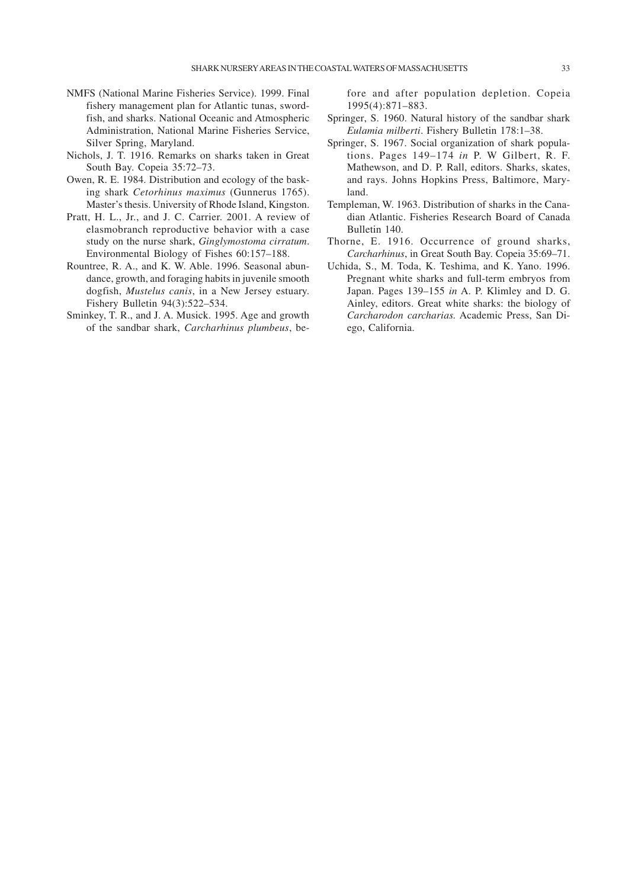NMFS (National Marine Fisheries Service). 1999. Final fishery management plan for Atlantic tunas, swordfish, and sharks. National Oceanic and Atmospheric Administration, National Marine Fisheries Service, Silver Spring, Maryland.

Nichols, J. T. 1916. Remarks on sharks taken in Great South Bay. Copeia 35:72–73.

Owen, R. E. 1984. Distribution and ecology of the basking shark *Cetorhinus maximus* (Gunnerus 1765). Master's thesis. University of Rhode Island, Kingston.

Pratt, H. L., Jr., and J. C. Carrier. 2001. A review of elasmobranch reproductive behavior with a case study on the nurse shark, *Ginglymostoma cirratum*. Environmental Biology of Fishes 60:157–188.

Rountree, R. A., and K. W. Able. 1996. Seasonal abundance, growth, and foraging habits in juvenile smooth dogfish, *Mustelus canis*, in a New Jersey estuary. Fishery Bulletin 94(3):522–534.

Sminkey, T. R., and J. A. Musick. 1995. Age and growth of the sandbar shark, *Carcharhinus plumbeus*, before and after population depletion. Copeia 1995(4):871–883.

Springer, S. 1960. Natural history of the sandbar shark *Eulamia milberti*. Fishery Bulletin 178:1–38.

Springer, S. 1967. Social organization of shark populations. Pages 149–174 *in* P. W Gilbert, R. F. Mathewson, and D. P. Rall, editors. Sharks, skates, and rays. Johns Hopkins Press, Baltimore, Maryland.

Templeman, W. 1963. Distribution of sharks in the Canadian Atlantic. Fisheries Research Board of Canada Bulletin 140.

Thorne, E. 1916. Occurrence of ground sharks, *Carcharhinus*, in Great South Bay. Copeia 35:69–71.

Uchida, S., M. Toda, K. Teshima, and K. Yano. 1996. Pregnant white sharks and full-term embryos from Japan. Pages 139–155 *in* A. P. Klimley and D. G. Ainley, editors. Great white sharks: the biology of *Carcharodon carcharias.* Academic Press, San Diego, California.